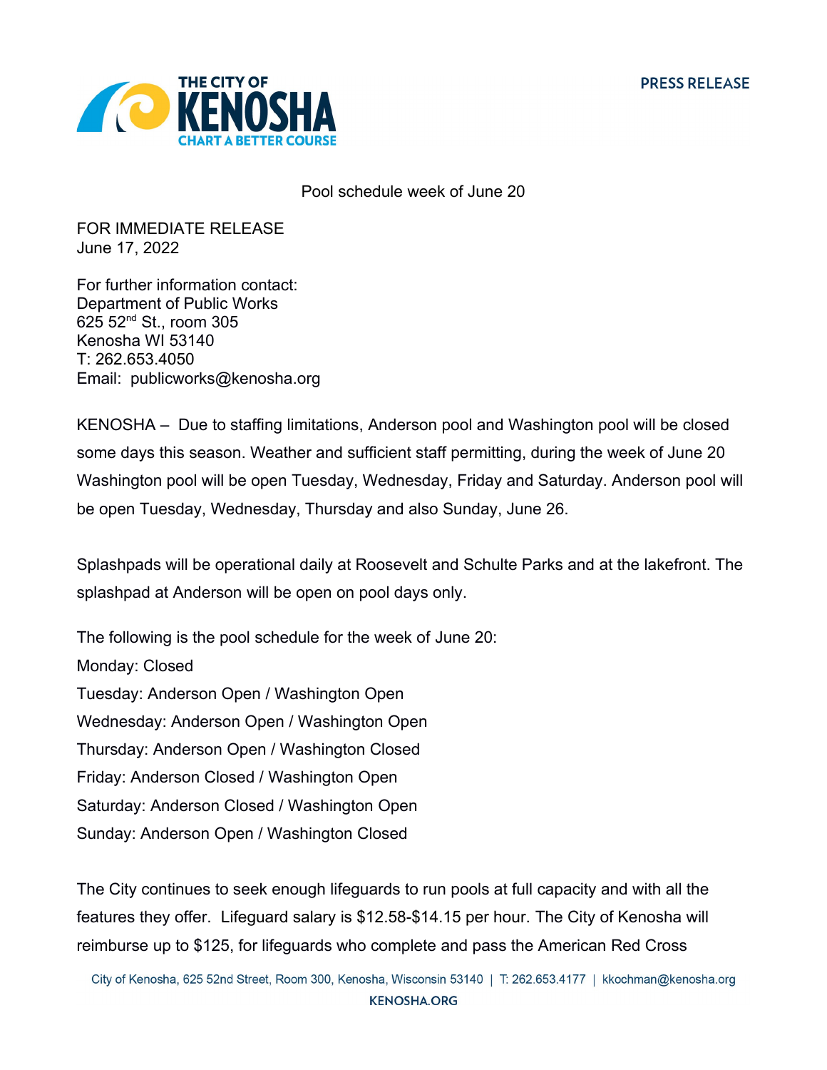THE CITY OF KENOSHA
CHART A BETTER COURSE

PRESS RELEASE

Pool schedule week of June 20

FOR IMMEDIATE RELEASE
June 17, 2022

For further information contact:
Department of Public Works
625 52nd St., room 305
Kenosha WI 53140
T: 262.653.4050
Email: publicworks@kenosha.org

KENOSHA – Due to staffing limitations, Anderson pool and Washington pool will be closed some days this season. Weather and sufficient staff permitting, during the week of June 20 Washington pool will be open Tuesday, Wednesday, Friday and Saturday. Anderson pool will be open Tuesday, Wednesday, Thursday and also Sunday, June 26.

Splashpads will be operational daily at Roosevelt and Schulte Parks and at the lakefront. The splashpad at Anderson will be open on pool days only.

The following is the pool schedule for the week of June 20:
Monday: Closed
Tuesday: Anderson Open / Washington Open
Wednesday: Anderson Open / Washington Open
Thursday: Anderson Open / Washington Closed
Friday: Anderson Closed / Washington Open
Saturday: Anderson Closed / Washington Open
Sunday: Anderson Open / Washington Closed

The City continues to seek enough lifeguards to run pools at full capacity and with all the features they offer. Lifeguard salary is $12.58-$14.15 per hour. The City of Kenosha will reimburse up to $125, for lifeguards who complete and pass the American Red Cross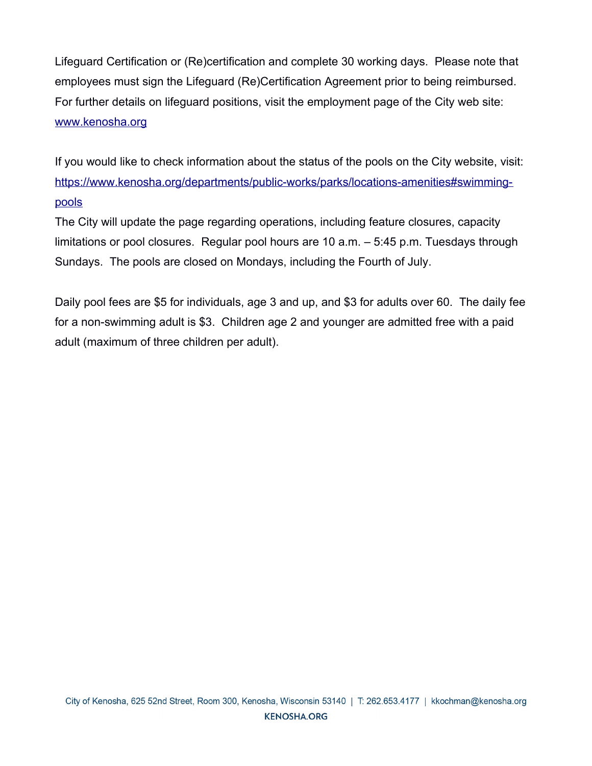Lifeguard Certification or (Re)certification and complete 30 working days. Please note that employees must sign the Lifeguard (Re)Certification Agreement prior to being reimbursed. For further details on lifeguard positions, visit the employment page of the City web site: [www.kenosha.org](http://www.kenosha.org)

If you would like to check information about the status of the pools on the City website, visit: [https://www.kenosha.org/departments/public-works/parks/locations-amenities#swimming-pools](https://www.kenosha.org/departments/public-works/parks/locations-amenities#swimming-pools)
The City will update the page regarding operations, including feature closures, capacity limitations or pool closures. Regular pool hours are 10 a.m. – 5:45 p.m. Tuesdays through Sundays. The pools are closed on Mondays, including the Fourth of July.

Daily pool fees are $5 for individuals, age 3 and up, and $3 for adults over 60. The daily fee for a non-swimming adult is $3. Children age 2 and younger are admitted free with a paid adult (maximum of three children per adult).